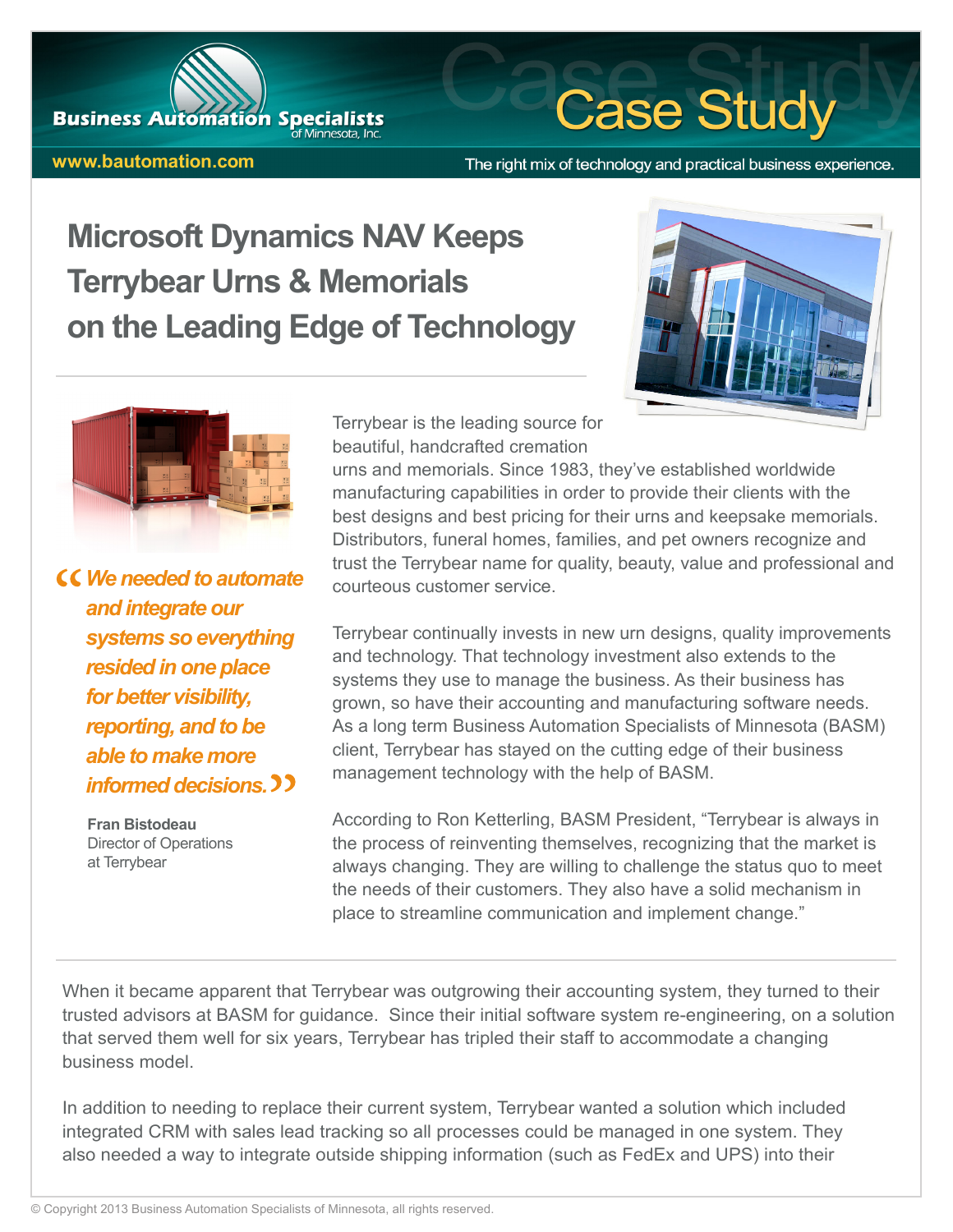Business Automation Specialists of Minnesota, Inc.

www.bautomation.com

# Case Study

The right mix of technology and practical business experience.

## Microsoft Dynamics NAV Keeps Terrybear Urns & Memorials on the Leading Edge of Technology

> *"We needed to automate and integrate our systems so everything resided in one place for better visibility, reporting, and to be able to make more informed decisions."*
>
> **Fran Bistodeau**
> Director of Operations at Terrybear

Terrybear is the leading source for beautiful, handcrafted cremation urns and memorials. Since 1983, they've established worldwide manufacturing capabilities in order to provide their clients with the best designs and best pricing for their urns and keepsake memorials. Distributors, funeral homes, families, and pet owners recognize and trust the Terrybear name for quality, beauty, value and professional and courteous customer service.

Terrybear continually invests in new urn designs, quality improvements and technology. That technology investment also extends to the systems they use to manage the business. As their business has grown, so have their accounting and manufacturing software needs. As a long term Business Automation Specialists of Minnesota (BASM) client, Terrybear has stayed on the cutting edge of their business management technology with the help of BASM.

According to Ron Ketterling, BASM President, "Terrybear is always in the process of reinventing themselves, recognizing that the market is always changing. They are willing to challenge the status quo to meet the needs of their customers. They also have a solid mechanism in place to streamline communication and implement change."

When it became apparent that Terrybear was outgrowing their accounting system, they turned to their trusted advisors at BASM for guidance. Since their initial software system re-engineering, on a solution that served them well for six years, Terrybear has tripled their staff to accommodate a changing business model.

In addition to needing to replace their current system, Terrybear wanted a solution which included integrated CRM with sales lead tracking so all processes could be managed in one system. They also needed a way to integrate outside shipping information (such as FedEx and UPS) into their

© Copyright 2013 Business Automation Specialists of Minnesota, all rights reserved.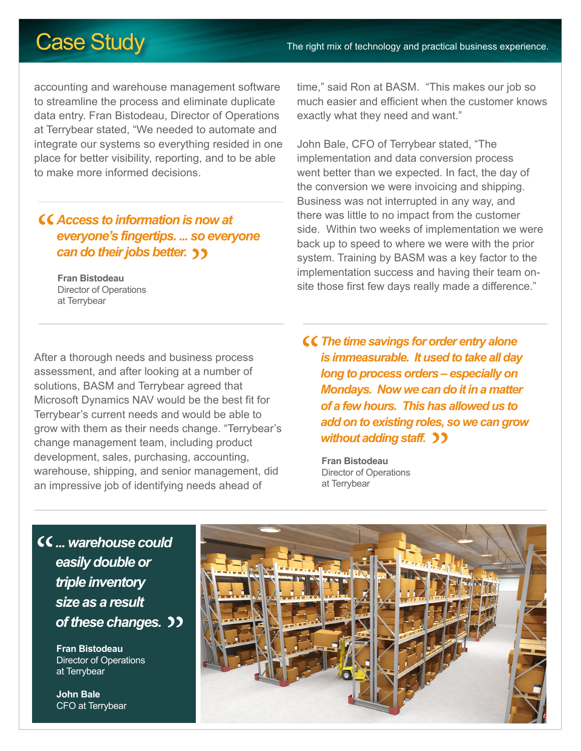accounting and warehouse management software to streamline the process and eliminate duplicate data entry. Fran Bistodeau, Director of Operations at Terrybear stated, “We needed to automate and integrate our systems so everything resided in one place for better visibility, reporting, and to be able to make more informed decisions.

> ***Access to information is now at everyone’s fingertips. ... so everyone can do their jobs better.***
>
> **Fran Bistodeau**
> Director of Operations
> at Terrybear

After a thorough needs and business process assessment, and after looking at a number of solutions, BASM and Terrybear agreed that Microsoft Dynamics NAV would be the best fit for Terrybear’s current needs and would be able to grow with them as their needs change. “Terrybear’s change management team, including product development, sales, purchasing, accounting, warehouse, shipping, and senior management, did an impressive job of identifying needs ahead of time,” said Ron at BASM. “This makes our job so much easier and efficient when the customer knows exactly what they need and want.”

John Bale, CFO of Terrybear stated, “The implementation and data conversion process went better than we expected. In fact, the day of the conversion we were invoicing and shipping. Business was not interrupted in any way, and there was little to no impact from the customer side. Within two weeks of implementation we were back up to speed to where we were with the prior system. Training by BASM was a key factor to the implementation success and having their team on-site those first few days really made a difference.”

> ***The time savings for order entry alone is immeasurable. It used to take all day long to process orders – especially on Mondays. Now we can do it in a matter of a few hours. This has allowed us to add on to existing roles, so we can grow without adding staff.***
>
> **Fran Bistodeau**
> Director of Operations
> at Terrybear

> ***... warehouse could easily double or triple inventory size as a result of these changes.***
>
> **Fran Bistodeau**
> Director of Operations
> at Terrybear
>
> **John Bale**
> CFO at Terrybear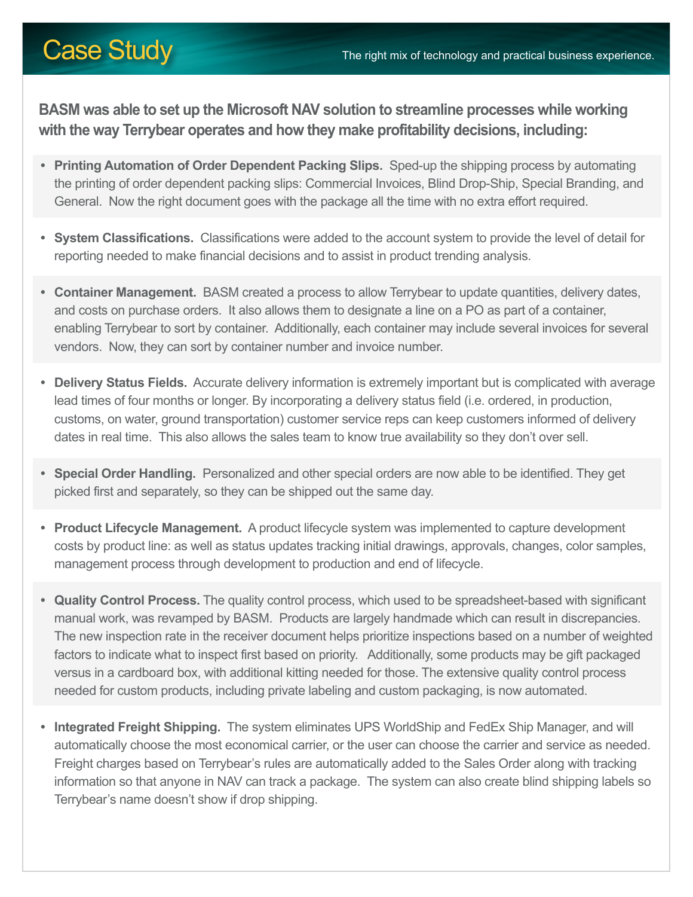# Case Study

The right mix of technology and practical business experience.

**BASM was able to set up the Microsoft NAV solution to streamline processes while working with the way Terrybear operates and how they make profitability decisions, including:**

- **Printing Automation of Order Dependent Packing Slips.** Sped-up the shipping process by automating the printing of order dependent packing slips: Commercial Invoices, Blind Drop-Ship, Special Branding, and General. Now the right document goes with the package all the time with no extra effort required.
- **System Classifications.** Classifications were added to the account system to provide the level of detail for reporting needed to make financial decisions and to assist in product trending analysis.
- **Container Management.** BASM created a process to allow Terrybear to update quantities, delivery dates, and costs on purchase orders. It also allows them to designate a line on a PO as part of a container, enabling Terrybear to sort by container. Additionally, each container may include several invoices for several vendors. Now, they can sort by container number and invoice number.
- **Delivery Status Fields.** Accurate delivery information is extremely important but is complicated with average lead times of four months or longer. By incorporating a delivery status field (i.e. ordered, in production, customs, on water, ground transportation) customer service reps can keep customers informed of delivery dates in real time. This also allows the sales team to know true availability so they don't over sell.
- **Special Order Handling.** Personalized and other special orders are now able to be identified. They get picked first and separately, so they can be shipped out the same day.
- **Product Lifecycle Management.** A product lifecycle system was implemented to capture development costs by product line: as well as status updates tracking initial drawings, approvals, changes, color samples, management process through development to production and end of lifecycle.
- **Quality Control Process.** The quality control process, which used to be spreadsheet-based with significant manual work, was revamped by BASM. Products are largely handmade which can result in discrepancies. The new inspection rate in the receiver document helps prioritize inspections based on a number of weighted factors to indicate what to inspect first based on priority. Additionally, some products may be gift packaged versus in a cardboard box, with additional kitting needed for those. The extensive quality control process needed for custom products, including private labeling and custom packaging, is now automated.
- **Integrated Freight Shipping.** The system eliminates UPS WorldShip and FedEx Ship Manager, and will automatically choose the most economical carrier, or the user can choose the carrier and service as needed. Freight charges based on Terrybear's rules are automatically added to the Sales Order along with tracking information so that anyone in NAV can track a package. The system can also create blind shipping labels so Terrybear's name doesn't show if drop shipping.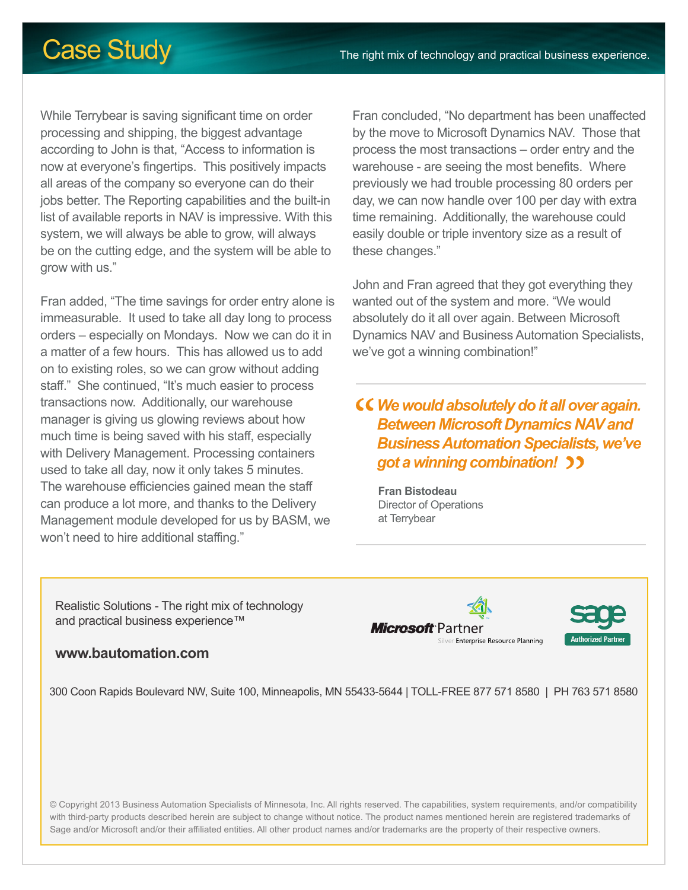While Terrybear is saving significant time on order processing and shipping, the biggest advantage according to John is that, "Access to information is now at everyone's fingertips. This positively impacts all areas of the company so everyone can do their jobs better. The Reporting capabilities and the built-in list of available reports in NAV is impressive. With this system, we will always be able to grow, will always be on the cutting edge, and the system will be able to grow with us."

Fran added, "The time savings for order entry alone is immeasurable. It used to take all day long to process orders – especially on Mondays. Now we can do it in a matter of a few hours. This has allowed us to add on to existing roles, so we can grow without adding staff." She continued, "It's much easier to process transactions now. Additionally, our warehouse manager is giving us glowing reviews about how much time is being saved with his staff, especially with Delivery Management. Processing containers used to take all day, now it only takes 5 minutes. The warehouse efficiencies gained mean the staff can produce a lot more, and thanks to the Delivery Management module developed for us by BASM, we won't need to hire additional staffing."

Fran concluded, "No department has been unaffected by the move to Microsoft Dynamics NAV. Those that process the most transactions – order entry and the warehouse - are seeing the most benefits. Where previously we had trouble processing 80 orders per day, we can now handle over 100 per day with extra time remaining. Additionally, the warehouse could easily double or triple inventory size as a result of these changes."

John and Fran agreed that they got everything they wanted out of the system and more. "We would absolutely do it all over again. Between Microsoft Dynamics NAV and Business Automation Specialists, we've got a winning combination!"

> ***"We would absolutely do it all over again. Between Microsoft Dynamics NAV and Business Automation Specialists, we've got a winning combination!"***
>
> **Fran Bistodeau**
> Director of Operations
> at Terrybear

Realistic Solutions - The right mix of technology and practical business experience™

Microsoft Partner – Silver Enterprise Resource Planning

sage Authorized Partner

**www.bautomation.com**

300 Coon Rapids Boulevard NW, Suite 100, Minneapolis, MN 55433-5644 | TOLL-FREE 877 571 8580 | PH 763 571 8580

© Copyright 2013 Business Automation Specialists of Minnesota, Inc. All rights reserved. The capabilities, system requirements, and/or compatibility with third-party products described herein are subject to change without notice. The product names mentioned herein are registered trademarks of Sage and/or Microsoft and/or their affiliated entities. All other product names and/or trademarks are the property of their respective owners.